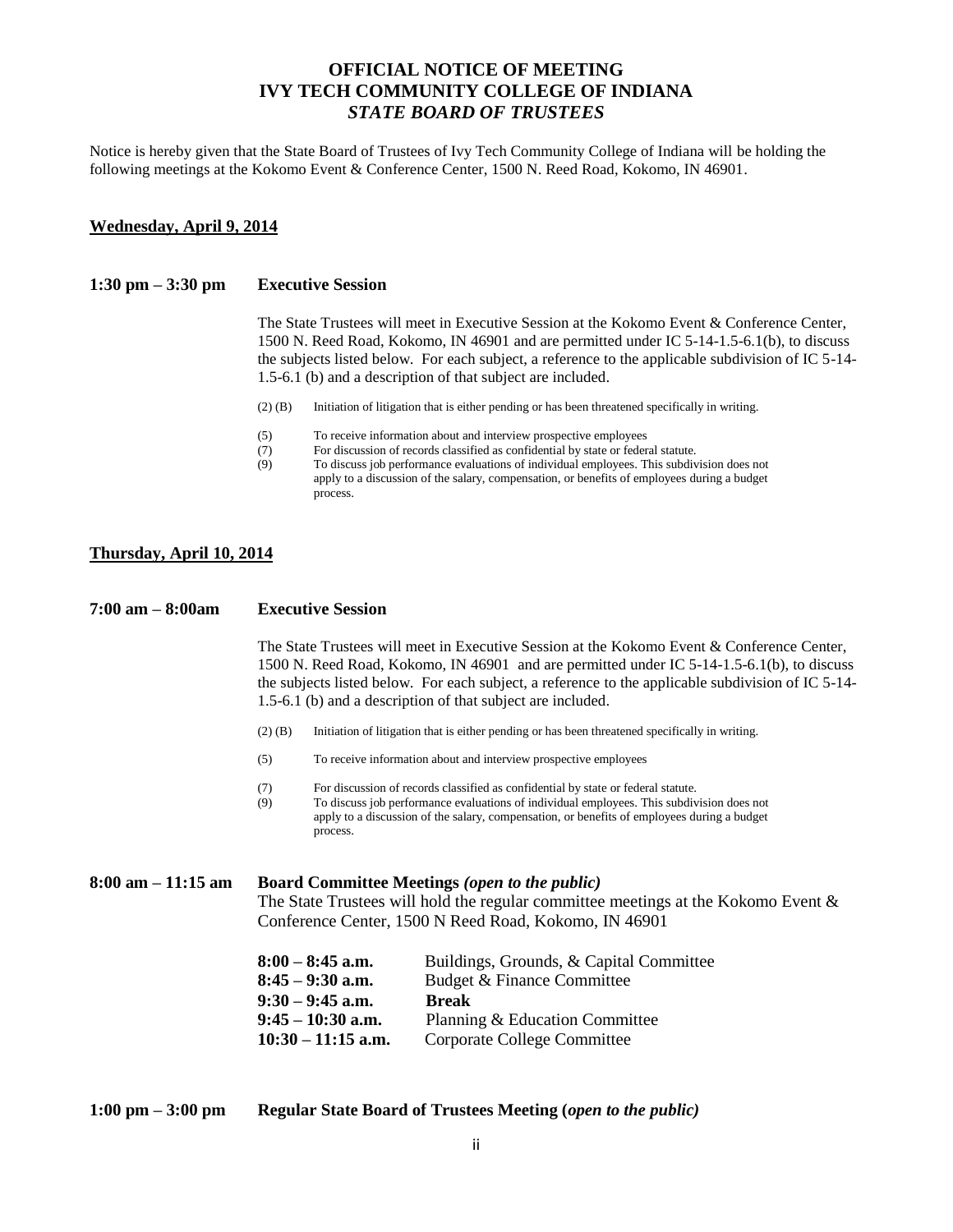# OFFICIAL NOTICE OF MEETING
# IVY TECH COMMUNITY COLLEGE OF INDIANA
## *STATE BOARD OF TRUSTEES*

Notice is hereby given that the State Board of Trustees of Ivy Tech Community College of Indiana will be holding the following meetings at the Kokomo Event & Conference Center, 1500 N. Reed Road, Kokomo, IN 46901.

**Wednesday, April 9, 2014**

**1:30 pm – 3:30 pm Executive Session**

The State Trustees will meet in Executive Session at the Kokomo Event & Conference Center, 1500 N. Reed Road, Kokomo, IN 46901 and are permitted under IC 5-14-1.5-6.1(b), to discuss the subjects listed below. For each subject, a reference to the applicable subdivision of IC 5-14-1.5-6.1 (b) and a description of that subject are included.

- (2) (B) Initiation of litigation that is either pending or has been threatened specifically in writing.
- (5) To receive information about and interview prospective employees
- (7) For discussion of records classified as confidential by state or federal statute.
- (9) To discuss job performance evaluations of individual employees. This subdivision does not apply to a discussion of the salary, compensation, or benefits of employees during a budget process.

**Thursday, April 10, 2014**

**7:00 am – 8:00am Executive Session**

The State Trustees will meet in Executive Session at the Kokomo Event & Conference Center, 1500 N. Reed Road, Kokomo, IN 46901 and are permitted under IC 5-14-1.5-6.1(b), to discuss the subjects listed below. For each subject, a reference to the applicable subdivision of IC 5-14-1.5-6.1 (b) and a description of that subject are included.

- (2) (B) Initiation of litigation that is either pending or has been threatened specifically in writing.
- (5) To receive information about and interview prospective employees
- (7) For discussion of records classified as confidential by state or federal statute.
- (9) To discuss job performance evaluations of individual employees. This subdivision does not apply to a discussion of the salary, compensation, or benefits of employees during a budget process.

**8:00 am – 11:15 am Board Committee Meetings** ***(open to the public)***

The State Trustees will hold the regular committee meetings at the Kokomo Event & Conference Center, 1500 N Reed Road, Kokomo, IN 46901

| | |
|---|---|
| **8:00 – 8:45 a.m.** | Buildings, Grounds, & Capital Committee |
| **8:45 – 9:30 a.m.** | Budget & Finance Committee |
| **9:30 – 9:45 a.m.** | **Break** |
| **9:45 – 10:30 a.m.** | Planning & Education Committee |
| **10:30 – 11:15 a.m.** | Corporate College Committee |

**1:00 pm – 3:00 pm Regular State Board of Trustees Meeting (*open to the public)***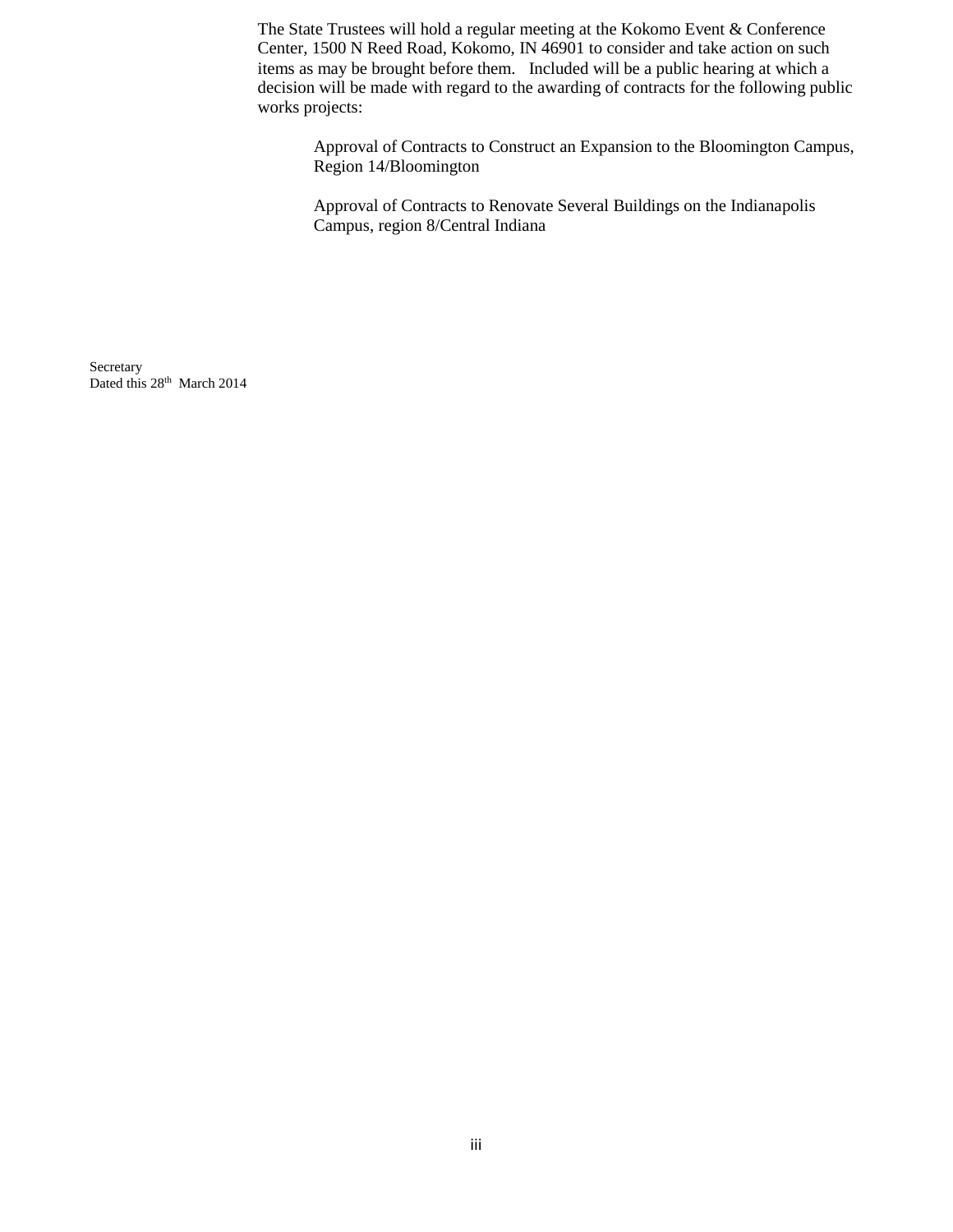The State Trustees will hold a regular meeting at the Kokomo Event & Conference Center, 1500 N Reed Road, Kokomo, IN 46901 to consider and take action on such items as may be brought before them. Included will be a public hearing at which a decision will be made with regard to the awarding of contracts for the following public works projects:

> Approval of Contracts to Construct an Expansion to the Bloomington Campus, Region 14/Bloomington
>
> Approval of Contracts to Renovate Several Buildings on the Indianapolis Campus, region 8/Central Indiana

Secretary
Dated this 28th March 2014